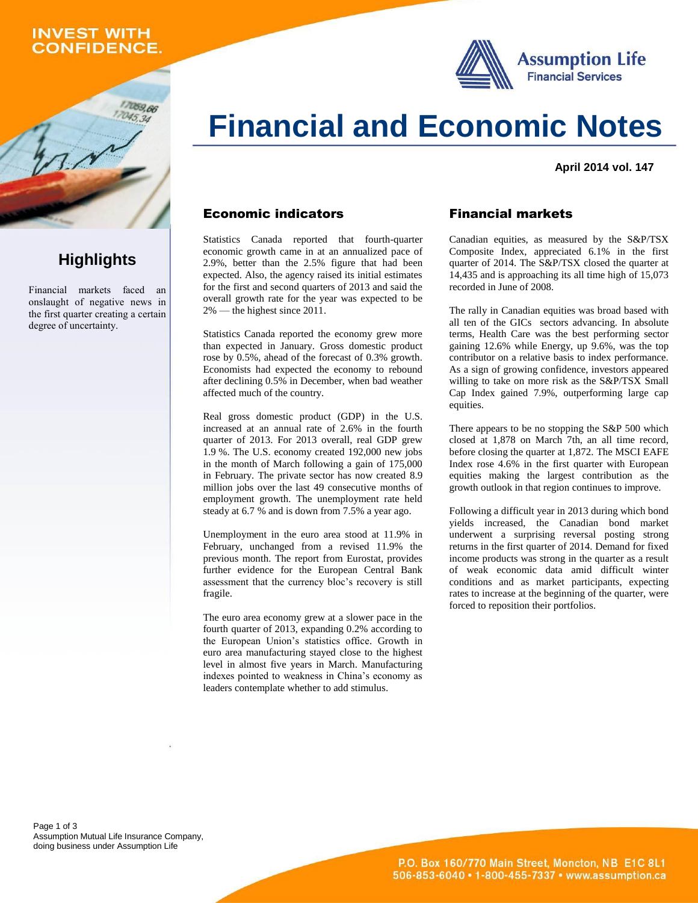INVEST WITH CONFIDENCE.

Assumption Life
Financial Services

# Financial and Economic Notes

**April 2014 vol. 147**

## Highlights

Financial markets faced an onslaught of negative news in the first quarter creating a certain degree of uncertainty.

## Economic indicators

Statistics Canada reported that fourth-quarter economic growth came in at an annualized pace of 2.9%, better than the 2.5% figure that had been expected. Also, the agency raised its initial estimates for the first and second quarters of 2013 and said the overall growth rate for the year was expected to be 2% — the highest since 2011.

Statistics Canada reported the economy grew more than expected in January. Gross domestic product rose by 0.5%, ahead of the forecast of 0.3% growth. Economists had expected the economy to rebound after declining 0.5% in December, when bad weather affected much of the country.

Real gross domestic product (GDP) in the U.S. increased at an annual rate of 2.6% in the fourth quarter of 2013. For 2013 overall, real GDP grew 1.9 %. The U.S. economy created 192,000 new jobs in the month of March following a gain of 175,000 in February. The private sector has now created 8.9 million jobs over the last 49 consecutive months of employment growth. The unemployment rate held steady at 6.7 % and is down from 7.5% a year ago.

Unemployment in the euro area stood at 11.9% in February, unchanged from a revised 11.9% the previous month. The report from Eurostat, provides further evidence for the European Central Bank assessment that the currency bloc's recovery is still fragile.

The euro area economy grew at a slower pace in the fourth quarter of 2013, expanding 0.2% according to the European Union's statistics office. Growth in euro area manufacturing stayed close to the highest level in almost five years in March. Manufacturing indexes pointed to weakness in China's economy as leaders contemplate whether to add stimulus.

## Financial markets

Canadian equities, as measured by the S&P/TSX Composite Index, appreciated 6.1% in the first quarter of 2014. The S&P/TSX closed the quarter at 14,435 and is approaching its all time high of 15,073 recorded in June of 2008.

The rally in Canadian equities was broad based with all ten of the GICs sectors advancing. In absolute terms, Health Care was the best performing sector gaining 12.6% while Energy, up 9.6%, was the top contributor on a relative basis to index performance. As a sign of growing confidence, investors appeared willing to take on more risk as the S&P/TSX Small Cap Index gained 7.9%, outperforming large cap equities.

There appears to be no stopping the S&P 500 which closed at 1,878 on March 7th, an all time record, before closing the quarter at 1,872. The MSCI EAFE Index rose 4.6% in the first quarter with European equities making the largest contribution as the growth outlook in that region continues to improve.

Following a difficult year in 2013 during which bond yields increased, the Canadian bond market underwent a surprising reversal posting strong returns in the first quarter of 2014. Demand for fixed income products was strong in the quarter as a result of weak economic data amid difficult winter conditions and as market participants, expecting rates to increase at the beginning of the quarter, were forced to reposition their portfolios.

Assumption Mutual Life Insurance Company, doing business under Assumption Life

P.O. Box 160/770 Main Street, Moncton, NB E1C 8L1
506-853-6040 • 1-800-455-7337 • www.assumption.ca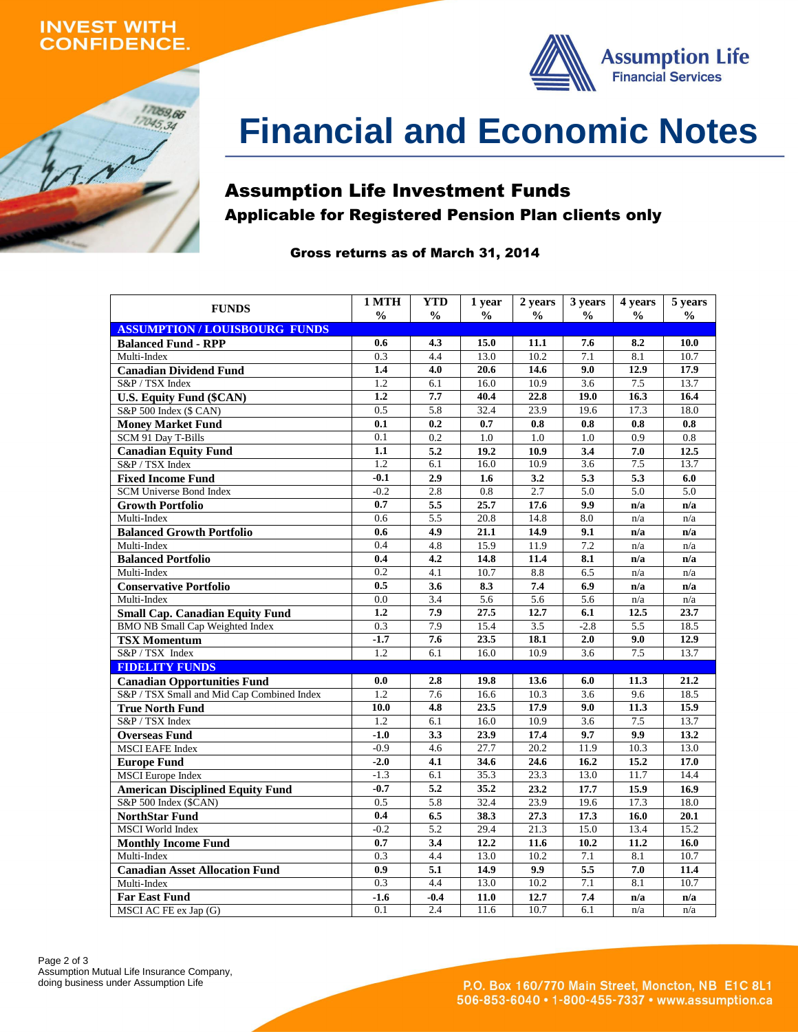INVEST WITH CONFIDENCE.

Assumption Life Financial Services

# Financial and Economic Notes

## Assumption Life Investment Funds

### Applicable for Registered Pension Plan clients only

**Gross returns as of March 31, 2014**

| FUNDS | 1 MTH % | YTD % | 1 year % | 2 years % | 3 years % | 4 years % | 5 years % |
|---|---|---|---|---|---|---|---|
| **ASSUMPTION / LOUISBOURG FUNDS** | | | | | | | |
| **Balanced Fund - RPP** | **0.6** | **4.3** | **15.0** | **11.1** | **7.6** | **8.2** | **10.0** |
| Multi-Index | 0.3 | 4.4 | 13.0 | 10.2 | 7.1 | 8.1 | 10.7 |
| **Canadian Dividend Fund** | **1.4** | **4.0** | **20.6** | **14.6** | **9.0** | **12.9** | **17.9** |
| S&P / TSX Index | 1.2 | 6.1 | 16.0 | 10.9 | 3.6 | 7.5 | 13.7 |
| **U.S. Equity Fund ($CAN)** | **1.2** | **7.7** | **40.4** | **22.8** | **19.0** | **16.3** | **16.4** |
| S&P 500 Index ($ CAN) | 0.5 | 5.8 | 32.4 | 23.9 | 19.6 | 17.3 | 18.0 |
| **Money Market Fund** | **0.1** | **0.2** | **0.7** | **0.8** | **0.8** | **0.8** | **0.8** |
| SCM 91 Day T-Bills | 0.1 | 0.2 | 1.0 | 1.0 | 1.0 | 0.9 | 0.8 |
| **Canadian Equity Fund** | **1.1** | **5.2** | **19.2** | **10.9** | **3.4** | **7.0** | **12.5** |
| S&P / TSX Index | 1.2 | 6.1 | 16.0 | 10.9 | 3.6 | 7.5 | 13.7 |
| **Fixed Income Fund** | **-0.1** | **2.9** | **1.6** | **3.2** | **5.3** | **5.3** | **6.0** |
| SCM Universe Bond Index | -0.2 | 2.8 | 0.8 | 2.7 | 5.0 | 5.0 | 5.0 |
| **Growth Portfolio** | **0.7** | **5.5** | **25.7** | **17.6** | **9.9** | **n/a** | **n/a** |
| Multi-Index | 0.6 | 5.5 | 20.8 | 14.8 | 8.0 | n/a | n/a |
| **Balanced Growth Portfolio** | **0.6** | **4.9** | **21.1** | **14.9** | **9.1** | **n/a** | **n/a** |
| Multi-Index | 0.4 | 4.8 | 15.9 | 11.9 | 7.2 | n/a | n/a |
| **Balanced Portfolio** | **0.4** | **4.2** | **14.8** | **11.4** | **8.1** | **n/a** | **n/a** |
| Multi-Index | 0.2 | 4.1 | 10.7 | 8.8 | 6.5 | n/a | n/a |
| **Conservative Portfolio** | **0.5** | **3.6** | **8.3** | **7.4** | **6.9** | **n/a** | **n/a** |
| Multi-Index | 0.0 | 3.4 | 5.6 | 5.6 | 5.6 | n/a | n/a |
| **Small Cap. Canadian Equity Fund** | **1.2** | **7.9** | **27.5** | **12.7** | **6.1** | **12.5** | **23.7** |
| BMO NB Small Cap Weighted Index | 0.3 | 7.9 | 15.4 | 3.5 | -2.8 | 5.5 | 18.5 |
| **TSX Momentum** | **-1.7** | **7.6** | **23.5** | **18.1** | **2.0** | **9.0** | **12.9** |
| S&P / TSX Index | 1.2 | 6.1 | 16.0 | 10.9 | 3.6 | 7.5 | 13.7 |
| **FIDELITY FUNDS** | | | | | | | |
| **Canadian Opportunities Fund** | **0.0** | **2.8** | **19.8** | **13.6** | **6.0** | **11.3** | **21.2** |
| S&P / TSX Small and Mid Cap Combined Index | 1.2 | 7.6 | 16.6 | 10.3 | 3.6 | 9.6 | 18.5 |
| **True North Fund** | **10.0** | **4.8** | **23.5** | **17.9** | **9.0** | **11.3** | **15.9** |
| S&P / TSX Index | 1.2 | 6.1 | 16.0 | 10.9 | 3.6 | 7.5 | 13.7 |
| **Overseas Fund** | **-1.0** | **3.3** | **23.9** | **17.4** | **9.7** | **9.9** | **13.2** |
| MSCI EAFE Index | -0.9 | 4.6 | 27.7 | 20.2 | 11.9 | 10.3 | 13.0 |
| **Europe Fund** | **-2.0** | **4.1** | **34.6** | **24.6** | **16.2** | **15.2** | **17.0** |
| MSCI Europe Index | -1.3 | 6.1 | 35.3 | 23.3 | 13.0 | 11.7 | 14.4 |
| **American Disciplined Equity Fund** | **-0.7** | **5.2** | **35.2** | **23.2** | **17.7** | **15.9** | **16.9** |
| S&P 500 Index ($CAN) | 0.5 | 5.8 | 32.4 | 23.9 | 19.6 | 17.3 | 18.0 |
| **NorthStar Fund** | **0.4** | **6.5** | **38.3** | **27.3** | **17.3** | **16.0** | **20.1** |
| MSCI World Index | -0.2 | 5.2 | 29.4 | 21.3 | 15.0 | 13.4 | 15.2 |
| **Monthly Income Fund** | **0.7** | **3.4** | **12.2** | **11.6** | **10.2** | **11.2** | **16.0** |
| Multi-Index | 0.3 | 4.4 | 13.0 | 10.2 | 7.1 | 8.1 | 10.7 |
| **Canadian Asset Allocation Fund** | **0.9** | **5.1** | **14.9** | **9.9** | **5.5** | **7.0** | **11.4** |
| Multi-Index | 0.3 | 4.4 | 13.0 | 10.2 | 7.1 | 8.1 | 10.7 |
| **Far East Fund** | **-1.6** | **-0.4** | **11.0** | **12.7** | **7.4** | **n/a** | **n/a** |
| MSCI AC FE ex Jap (G) | 0.1 | 2.4 | 11.6 | 10.7 | 6.1 | n/a | n/a |

Assumption Mutual Life Insurance Company, doing business under Assumption Life

P.O. Box 160/770 Main Street, Moncton, NB E1C 8L1
506-853-6040 • 1-800-455-7337 • www.assumption.ca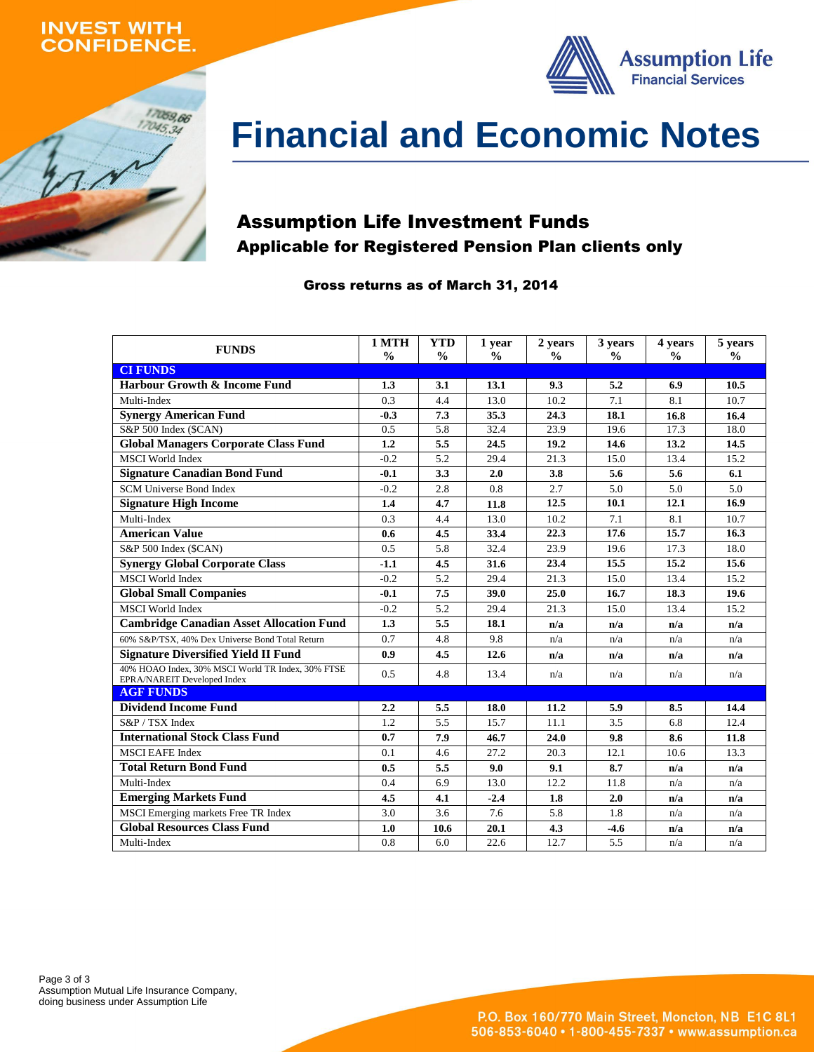INVEST WITH CONFIDENCE.

Assumption Life
Financial Services

# Financial and Economic Notes

## Assumption Life Investment Funds
### Applicable for Registered Pension Plan clients only

**Gross returns as of March 31, 2014**

| FUNDS | 1 MTH % | YTD % | 1 year % | 2 years % | 3 years % | 4 years % | 5 years % |
|---|---|---|---|---|---|---|---|
| **CI FUNDS** | | | | | | | |
| **Harbour Growth & Income Fund** | **1.3** | **3.1** | **13.1** | **9.3** | **5.2** | **6.9** | **10.5** |
| Multi-Index | 0.3 | 4.4 | 13.0 | 10.2 | 7.1 | 8.1 | 10.7 |
| **Synergy American Fund** | **-0.3** | **7.3** | **35.3** | **24.3** | **18.1** | **16.8** | **16.4** |
| S&P 500 Index ($CAN) | 0.5 | 5.8 | 32.4 | 23.9 | 19.6 | 17.3 | 18.0 |
| **Global Managers Corporate Class Fund** | **1.2** | **5.5** | **24.5** | **19.2** | **14.6** | **13.2** | **14.5** |
| MSCI World Index | -0.2 | 5.2 | 29.4 | 21.3 | 15.0 | 13.4 | 15.2 |
| **Signature Canadian Bond Fund** | **-0.1** | **3.3** | **2.0** | **3.8** | **5.6** | **5.6** | **6.1** |
| SCM Universe Bond Index | -0.2 | 2.8 | 0.8 | 2.7 | 5.0 | 5.0 | 5.0 |
| **Signature High Income** | **1.4** | **4.7** | **11.8** | **12.5** | **10.1** | **12.1** | **16.9** |
| Multi-Index | 0.3 | 4.4 | 13.0 | 10.2 | 7.1 | 8.1 | 10.7 |
| **American Value** | **0.6** | **4.5** | **33.4** | **22.3** | **17.6** | **15.7** | **16.3** |
| S&P 500 Index ($CAN) | 0.5 | 5.8 | 32.4 | 23.9 | 19.6 | 17.3 | 18.0 |
| **Synergy Global Corporate Class** | **-1.1** | **4.5** | **31.6** | **23.4** | **15.5** | **15.2** | **15.6** |
| MSCI World Index | -0.2 | 5.2 | 29.4 | 21.3 | 15.0 | 13.4 | 15.2 |
| **Global Small Companies** | **-0.1** | **7.5** | **39.0** | **25.0** | **16.7** | **18.3** | **19.6** |
| MSCI World Index | -0.2 | 5.2 | 29.4 | 21.3 | 15.0 | 13.4 | 15.2 |
| **Cambridge Canadian Asset Allocation Fund** | **1.3** | **5.5** | **18.1** | **n/a** | **n/a** | **n/a** | **n/a** |
| 60% S&P/TSX, 40% Dex Universe Bond Total Return | 0.7 | 4.8 | 9.8 | n/a | n/a | n/a | n/a |
| **Signature Diversified Yield II Fund** | **0.9** | **4.5** | **12.6** | **n/a** | **n/a** | **n/a** | **n/a** |
| 40% HOAO Index, 30% MSCI World TR Index, 30% FTSE EPRA/NAREIT Developed Index | 0.5 | 4.8 | 13.4 | n/a | n/a | n/a | n/a |
| **AGF FUNDS** | | | | | | | |
| **Dividend Income Fund** | **2.2** | **5.5** | **18.0** | **11.2** | **5.9** | **8.5** | **14.4** |
| S&P / TSX Index | 1.2 | 5.5 | 15.7 | 11.1 | 3.5 | 6.8 | 12.4 |
| **International Stock Class Fund** | **0.7** | **7.9** | **46.7** | **24.0** | **9.8** | **8.6** | **11.8** |
| MSCI EAFE Index | 0.1 | 4.6 | 27.2 | 20.3 | 12.1 | 10.6 | 13.3 |
| **Total Return Bond Fund** | **0.5** | **5.5** | **9.0** | **9.1** | **8.7** | **n/a** | **n/a** |
| Multi-Index | 0.4 | 6.9 | 13.0 | 12.2 | 11.8 | n/a | n/a |
| **Emerging Markets Fund** | **4.5** | **4.1** | **-2.4** | **1.8** | **2.0** | **n/a** | **n/a** |
| MSCI Emerging markets Free TR Index | 3.0 | 3.6 | 7.6 | 5.8 | 1.8 | n/a | n/a |
| **Global Resources Class Fund** | **1.0** | **10.6** | **20.1** | **4.3** | **-4.6** | **n/a** | **n/a** |
| Multi-Index | 0.8 | 6.0 | 22.6 | 12.7 | 5.5 | n/a | n/a |

Assumption Mutual Life Insurance Company,
doing business under Assumption Life

P.O. Box 160/770 Main Street, Moncton, NB E1C 8L1
506-853-6040 • 1-800-455-7337 • www.assumption.ca